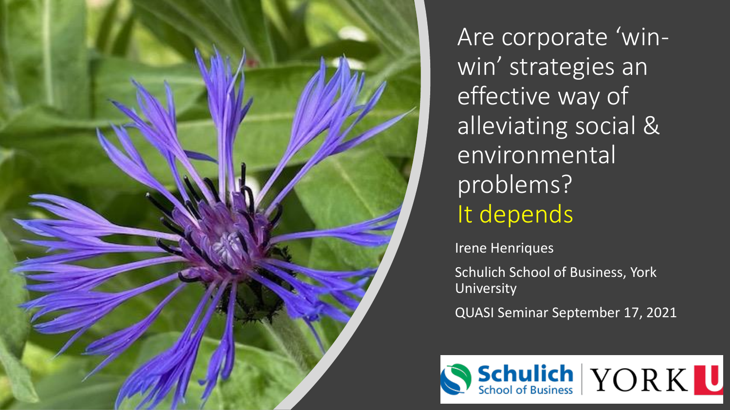# Are corporate 'win-win' strategies an effective way of alleviating social & environmental problems?

## It depends

Irene Henriques

Schulich School of Business, York University

QUASI Seminar September 17, 2021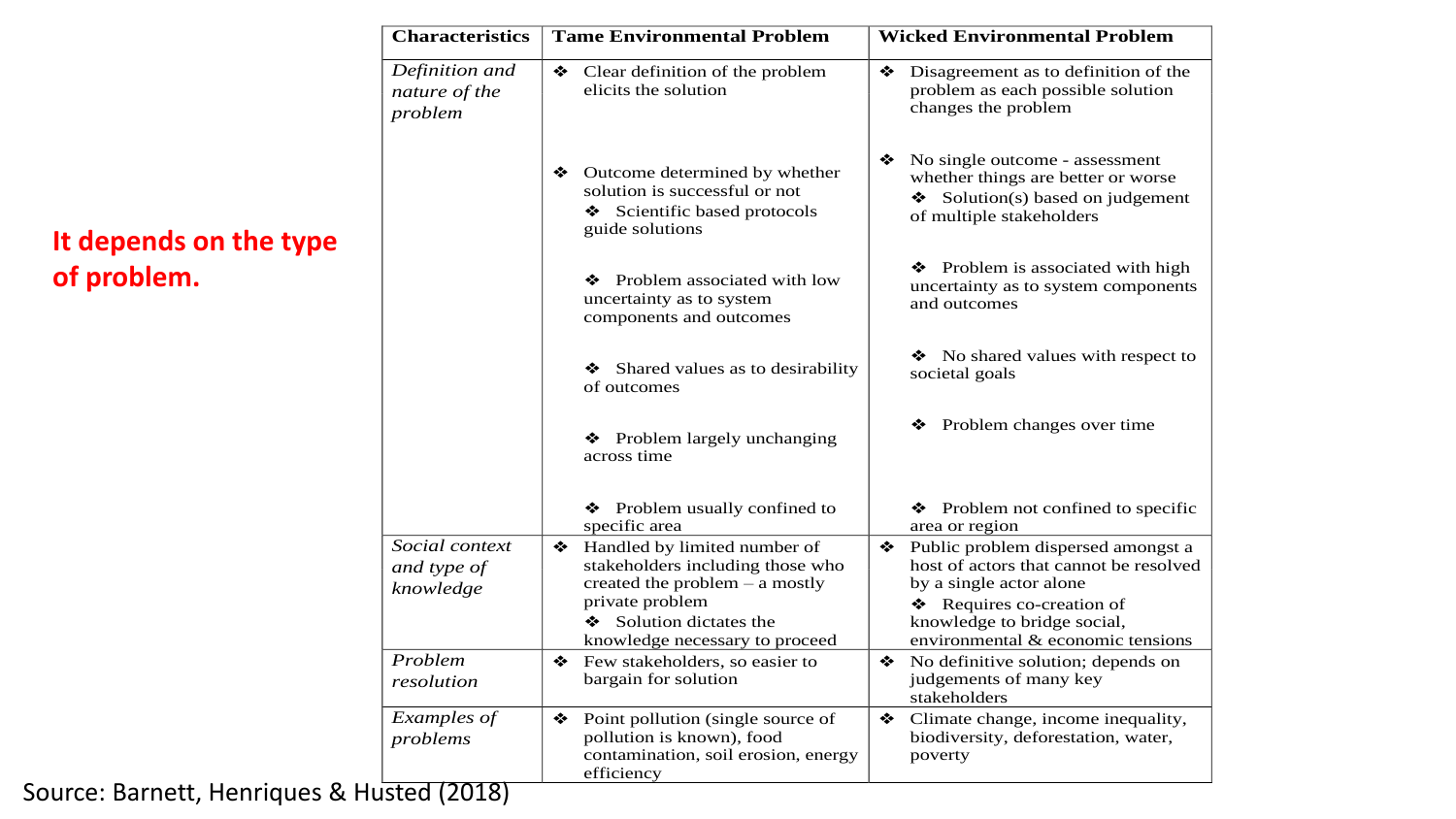**It depends on the type of problem.**

| Characteristics | Tame Environmental Problem | Wicked Environmental Problem |
|---|---|---|
| *Definition and nature of the problem* | ❖ Clear definition of the problem elicits the solution | ❖ Disagreement as to definition of the problem as each possible solution changes the problem |
| | ❖ Outcome determined by whether solution is successful or not<br>❖ Scientific based protocols guide solutions | ❖ No single outcome - assessment whether things are better or worse<br>❖ Solution(s) based on judgement of multiple stakeholders |
| | ❖ Problem associated with low uncertainty as to system components and outcomes | ❖ Problem is associated with high uncertainty as to system components and outcomes |
| | ❖ Shared values as to desirability of outcomes | ❖ No shared values with respect to societal goals |
| | ❖ Problem largely unchanging across time | ❖ Problem changes over time |
| | ❖ Problem usually confined to specific area | ❖ Problem not confined to specific area or region |
| *Social context and type of knowledge* | ❖ Handled by limited number of stakeholders including those who created the problem – a mostly private problem<br>❖ Solution dictates the knowledge necessary to proceed | ❖ Public problem dispersed amongst a host of actors that cannot be resolved by a single actor alone<br>❖ Requires co-creation of knowledge to bridge social, environmental & economic tensions |
| *Problem resolution* | ❖ Few stakeholders, so easier to bargain for solution | ❖ No definitive solution; depends on judgements of many key stakeholders |
| *Examples of problems* | ❖ Point pollution (single source of pollution is known), food contamination, soil erosion, energy efficiency | ❖ Climate change, income inequality, biodiversity, deforestation, water, poverty |

Source: Barnett, Henriques & Husted (2018)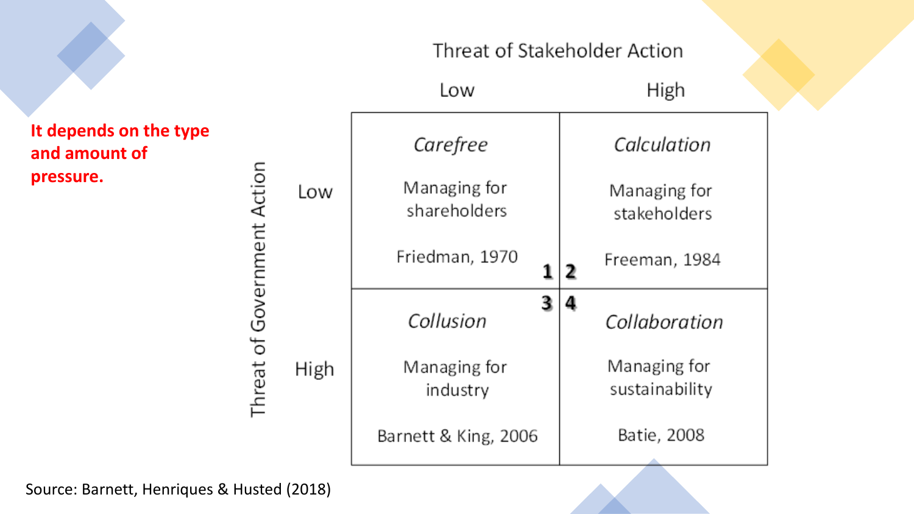**It depends on the type and amount of pressure.**

| Threat of Government Action \ Threat of Stakeholder Action | Low | High |
|---|---|---|
| **Low** | 1. *Carefree* — Managing for shareholders — Friedman, 1970 | 2. *Calculation* — Managing for stakeholders — Freeman, 1984 |
| **High** | 3. *Collusion* — Managing for industry — Barnett & King, 2006 | 4. *Collaboration* — Managing for sustainability — Batie, 2008 |

Source: Barnett, Henriques & Husted (2018)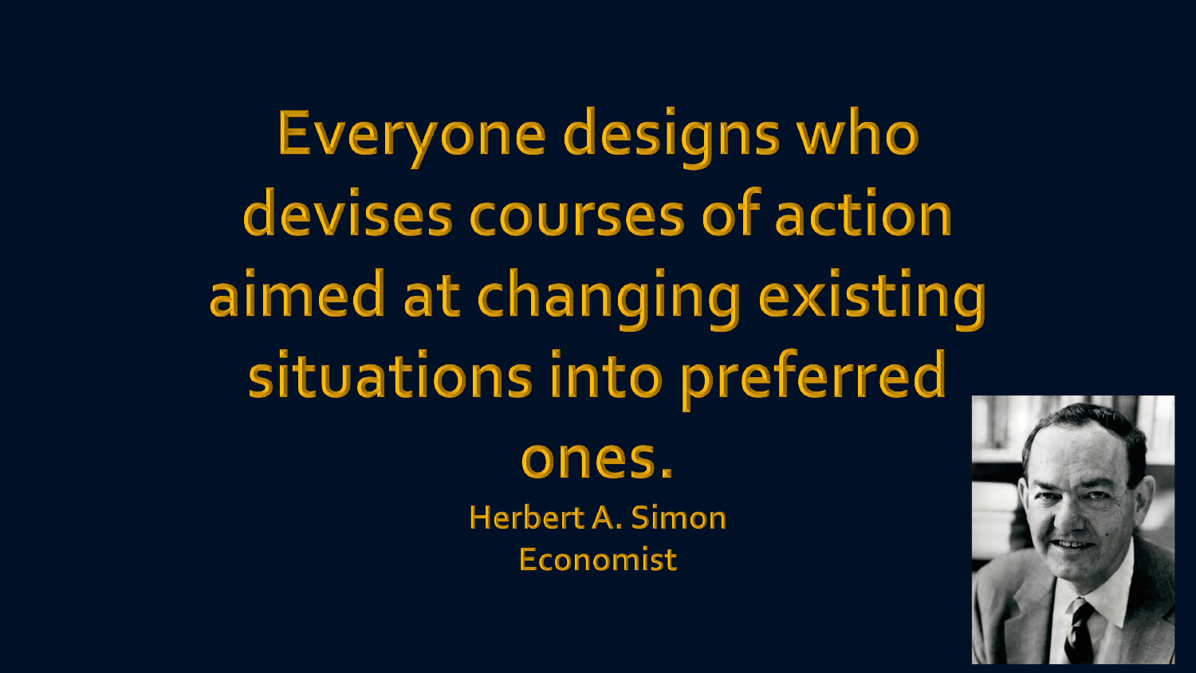Everyone designs who devises courses of action aimed at changing existing situations into preferred ones.

Herbert A. Simon
Economist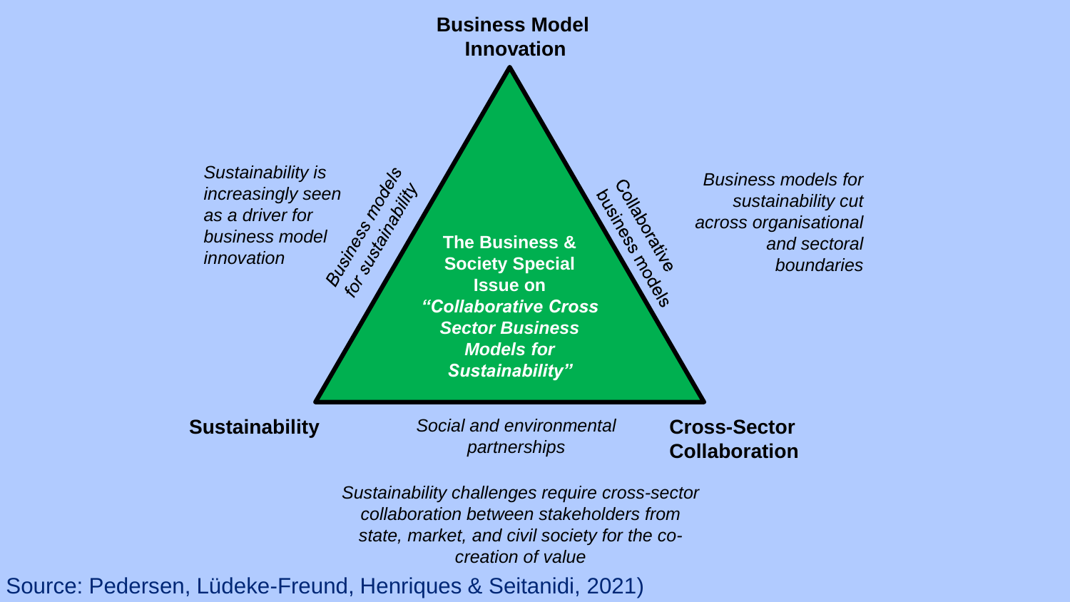**Business Model Innovation**

*Sustainability is increasingly seen as a driver for business model innovation*

*Business models for sustainability*

**The Business & Society Special Issue on *"Collaborative Cross Sector Business Models for Sustainability"***

*Collaborative business models*

*Business models for sustainability cut across organisational and sectoral boundaries*

**Sustainability**

*Social and environmental partnerships*

**Cross-Sector Collaboration**

*Sustainability challenges require cross-sector collaboration between stakeholders from state, market, and civil society for the co-creation of value*

Source: Pedersen, Lüdeke-Freund, Henriques & Seitanidi, 2021)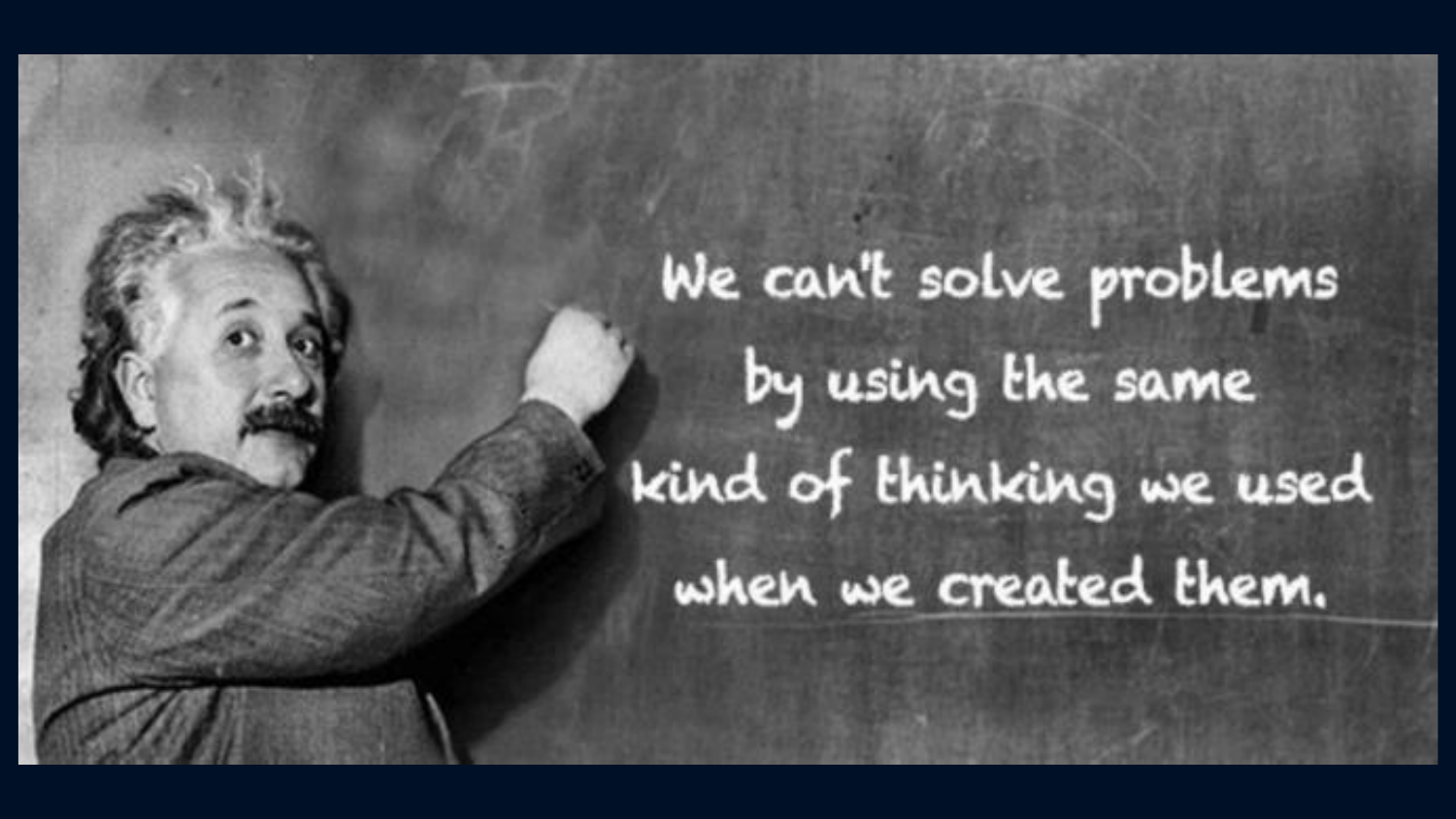We can't solve problems by using the same kind of thinking we used when we created them.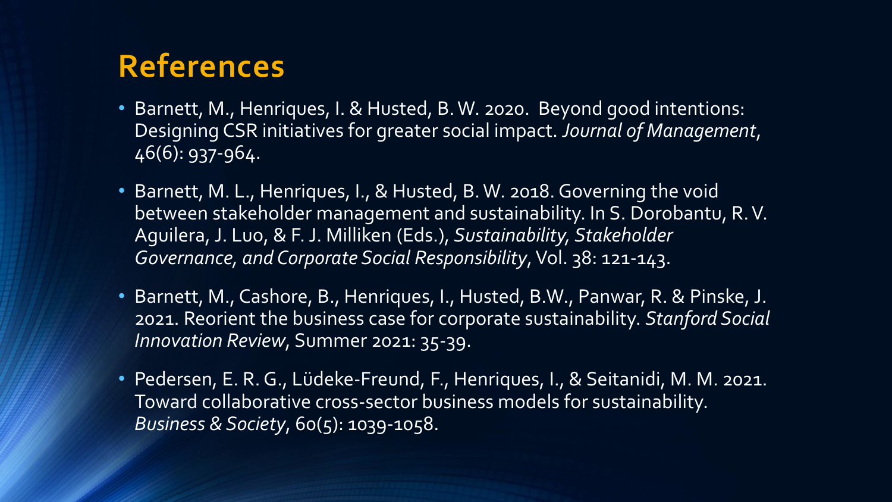# References

- Barnett, M., Henriques, I. & Husted, B. W. 2020. Beyond good intentions: Designing CSR initiatives for greater social impact. *Journal of Management*, 46(6): 937-964.
- Barnett, M. L., Henriques, I., & Husted, B. W. 2018. Governing the void between stakeholder management and sustainability. In S. Dorobantu, R. V. Aguilera, J. Luo, & F. J. Milliken (Eds.), *Sustainability, Stakeholder Governance, and Corporate Social Responsibility*, Vol. 38: 121-143.
- Barnett, M., Cashore, B., Henriques, I., Husted, B.W., Panwar, R. & Pinske, J. 2021. Reorient the business case for corporate sustainability. *Stanford Social Innovation Review*, Summer 2021: 35-39.
- Pedersen, E. R. G., Lüdeke-Freund, F., Henriques, I., & Seitanidi, M. M. 2021. Toward collaborative cross-sector business models for sustainability. *Business & Society*, 60(5): 1039-1058.